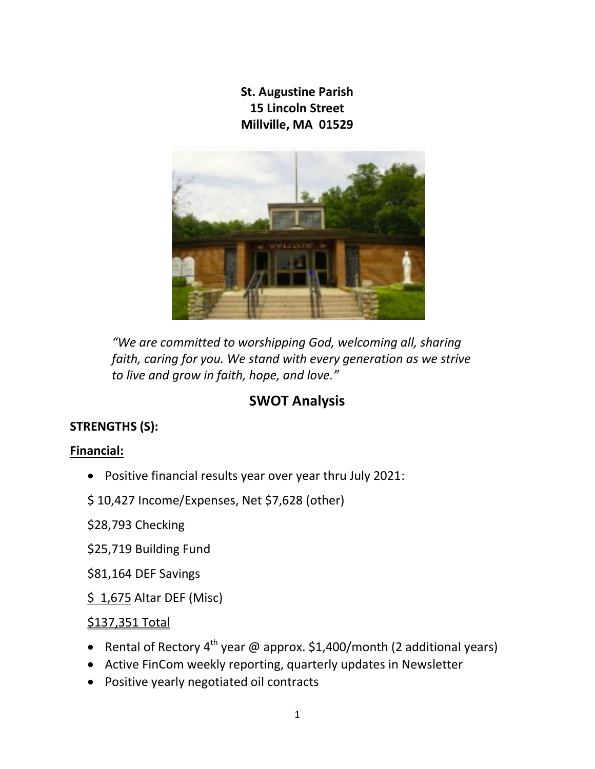**St. Augustine Parish**
**15 Lincoln Street**
**Millville, MA 01529**

*"We are committed to worshipping God, welcoming all, sharing faith, caring for you. We stand with every generation as we strive to live and grow in faith, hope, and love."*

## SWOT Analysis

### STRENGTHS (S):

**Financial:**

- Positive financial results year over year thru July 2021:

$ 10,427 Income/Expenses, Net $7,628 (other)

$28,793 Checking

$25,719 Building Fund

$81,164 DEF Savings

$ 1,675 Altar DEF (Misc)

$137,351 Total

- Rental of Rectory 4th year @ approx. $1,400/month (2 additional years)
- Active FinCom weekly reporting, quarterly updates in Newsletter
- Positive yearly negotiated oil contracts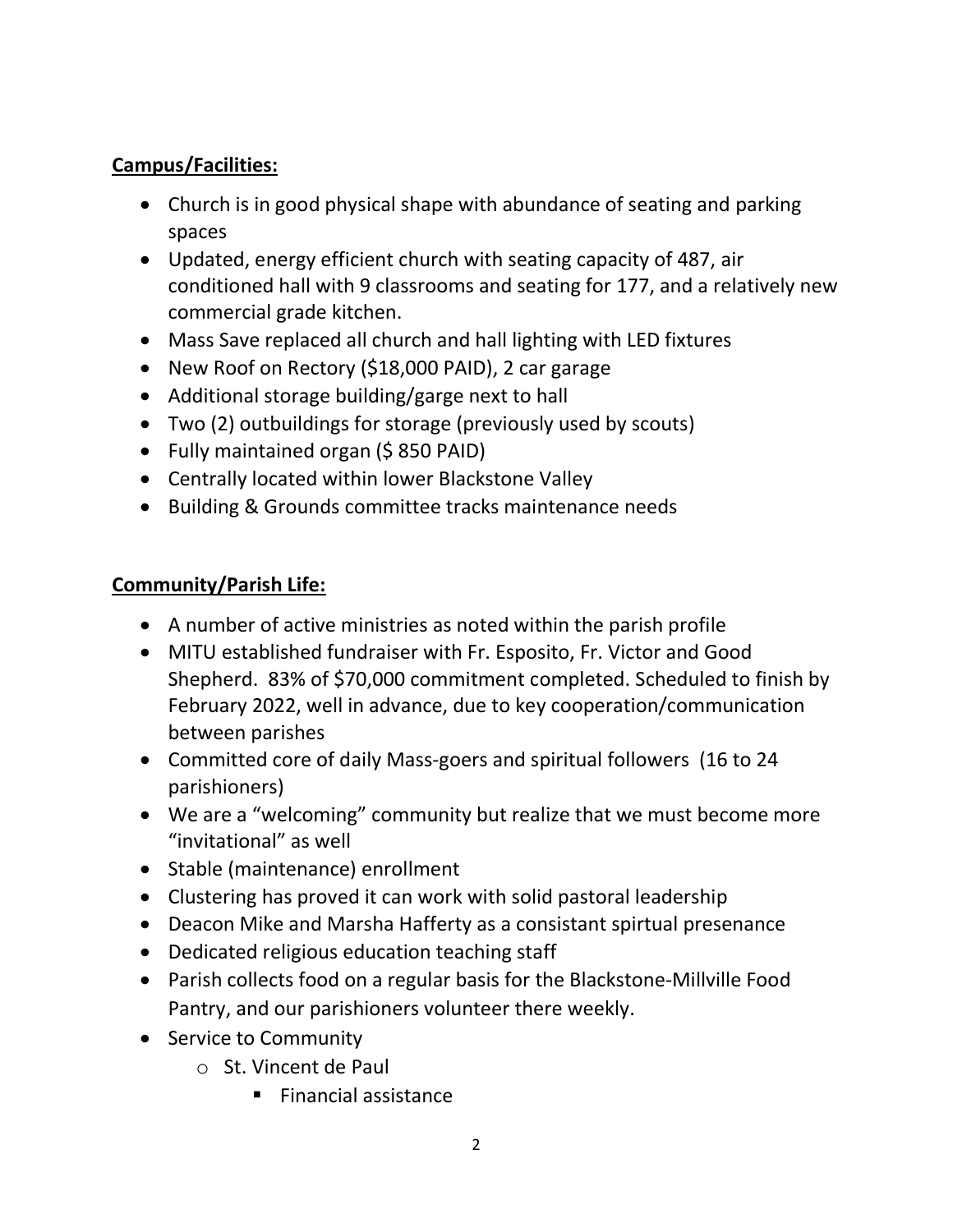**Campus/Facilities:**

- Church is in good physical shape with abundance of seating and parking spaces
- Updated, energy efficient church with seating capacity of 487, air conditioned hall with 9 classrooms and seating for 177, and a relatively new commercial grade kitchen.
- Mass Save replaced all church and hall lighting with LED fixtures
- New Roof on Rectory ($18,000 PAID), 2 car garage
- Additional storage building/garge next to hall
- Two (2) outbuildings for storage (previously used by scouts)
- Fully maintained organ ($ 850 PAID)
- Centrally located within lower Blackstone Valley
- Building & Grounds committee tracks maintenance needs

**Community/Parish Life:**

- A number of active ministries as noted within the parish profile
- MITU established fundraiser with Fr. Esposito, Fr. Victor and Good Shepherd. 83% of $70,000 commitment completed. Scheduled to finish by February 2022, well in advance, due to key cooperation/communication between parishes
- Committed core of daily Mass-goers and spiritual followers (16 to 24 parishioners)
- We are a "welcoming" community but realize that we must become more "invitational" as well
- Stable (maintenance) enrollment
- Clustering has proved it can work with solid pastoral leadership
- Deacon Mike and Marsha Hafferty as a consistant spirtual presenance
- Dedicated religious education teaching staff
- Parish collects food on a regular basis for the Blackstone-Millville Food Pantry, and our parishioners volunteer there weekly.
- Service to Community
  - St. Vincent de Paul
    - Financial assistance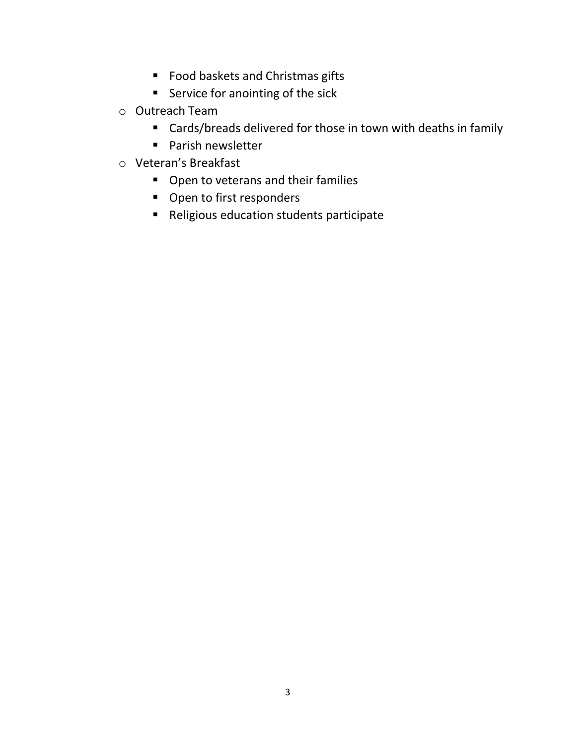- Food baskets and Christmas gifts
    - Service for anointing of the sick
  - Outreach Team
    - Cards/breads delivered for those in town with deaths in family
    - Parish newsletter
  - Veteran's Breakfast
    - Open to veterans and their families
    - Open to first responders
    - Religious education students participate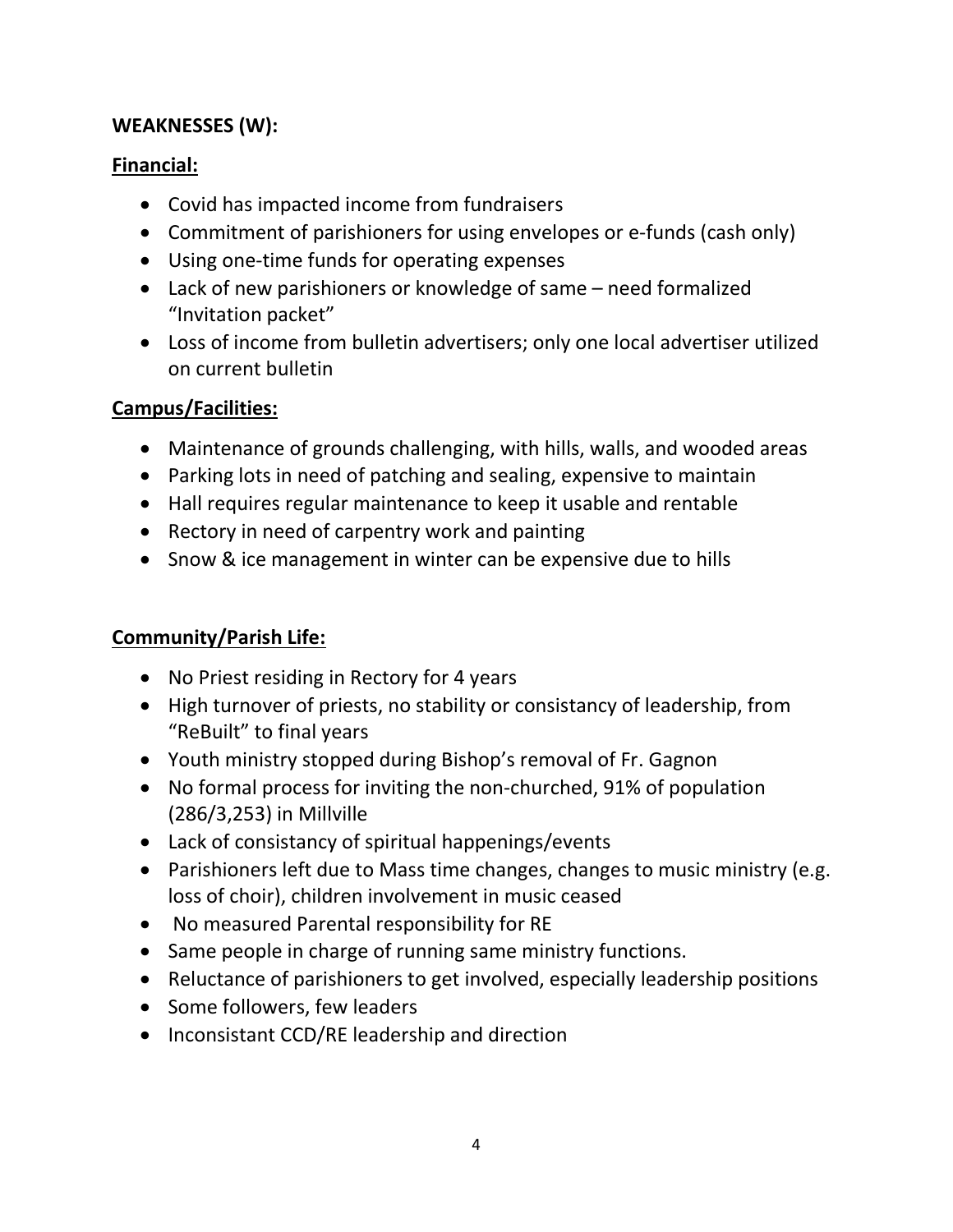**WEAKNESSES (W):**

**Financial:**

- Covid has impacted income from fundraisers
- Commitment of parishioners for using envelopes or e-funds (cash only)
- Using one-time funds for operating expenses
- Lack of new parishioners or knowledge of same – need formalized "Invitation packet"
- Loss of income from bulletin advertisers; only one local advertiser utilized on current bulletin

**Campus/Facilities:**

- Maintenance of grounds challenging, with hills, walls, and wooded areas
- Parking lots in need of patching and sealing, expensive to maintain
- Hall requires regular maintenance to keep it usable and rentable
- Rectory in need of carpentry work and painting
- Snow & ice management in winter can be expensive due to hills

**Community/Parish Life:**

- No Priest residing in Rectory for 4 years
- High turnover of priests, no stability or consistancy of leadership, from "ReBuilt" to final years
- Youth ministry stopped during Bishop's removal of Fr. Gagnon
- No formal process for inviting the non-churched, 91% of population (286/3,253) in Millville
- Lack of consistancy of spiritual happenings/events
- Parishioners left due to Mass time changes, changes to music ministry (e.g. loss of choir), children involvement in music ceased
- No measured Parental responsibility for RE
- Same people in charge of running same ministry functions.
- Reluctance of parishioners to get involved, especially leadership positions
- Some followers, few leaders
- Inconsistant CCD/RE leadership and direction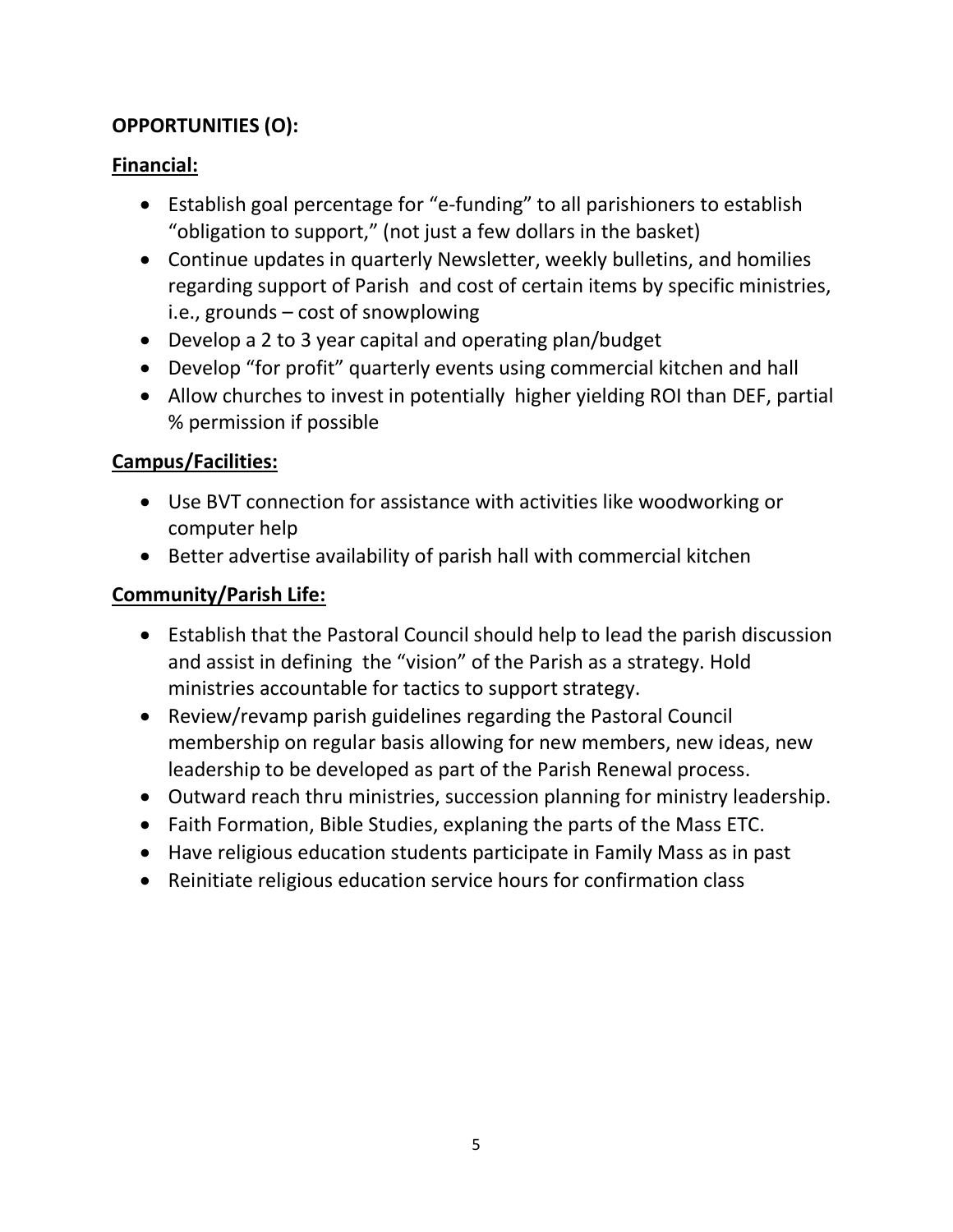**OPPORTUNITIES (O):**

**Financial:**

- Establish goal percentage for "e-funding" to all parishioners to establish "obligation to support," (not just a few dollars in the basket)
- Continue updates in quarterly Newsletter, weekly bulletins, and homilies regarding support of Parish and cost of certain items by specific ministries, i.e., grounds – cost of snowplowing
- Develop a 2 to 3 year capital and operating plan/budget
- Develop "for profit" quarterly events using commercial kitchen and hall
- Allow churches to invest in potentially higher yielding ROI than DEF, partial % permission if possible

**Campus/Facilities:**

- Use BVT connection for assistance with activities like woodworking or computer help
- Better advertise availability of parish hall with commercial kitchen

**Community/Parish Life:**

- Establish that the Pastoral Council should help to lead the parish discussion and assist in defining the "vision" of the Parish as a strategy. Hold ministries accountable for tactics to support strategy.
- Review/revamp parish guidelines regarding the Pastoral Council membership on regular basis allowing for new members, new ideas, new leadership to be developed as part of the Parish Renewal process.
- Outward reach thru ministries, succession planning for ministry leadership.
- Faith Formation, Bible Studies, explaning the parts of the Mass ETC.
- Have religious education students participate in Family Mass as in past
- Reinitiate religious education service hours for confirmation class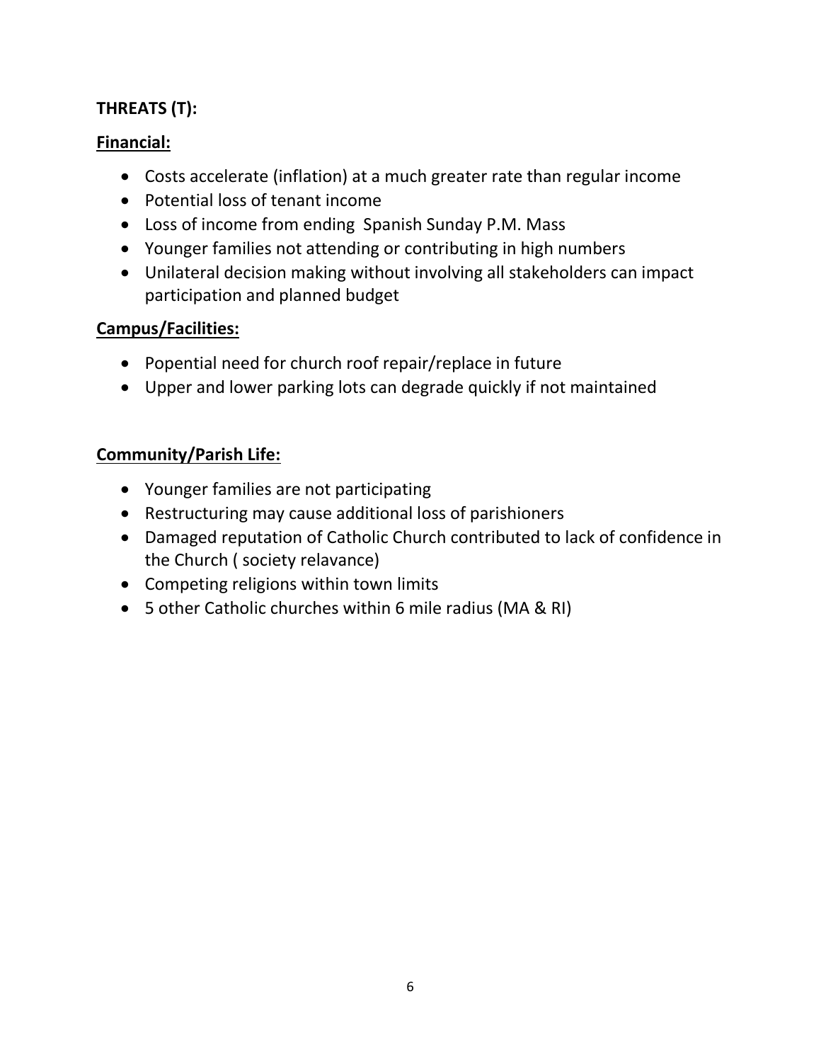**THREATS (T):**

**Financial:**

- Costs accelerate (inflation) at a much greater rate than regular income
- Potential loss of tenant income
- Loss of income from ending Spanish Sunday P.M. Mass
- Younger families not attending or contributing in high numbers
- Unilateral decision making without involving all stakeholders can impact participation and planned budget

**Campus/Facilities:**

- Popential need for church roof repair/replace in future
- Upper and lower parking lots can degrade quickly if not maintained

**Community/Parish Life:**

- Younger families are not participating
- Restructuring may cause additional loss of parishioners
- Damaged reputation of Catholic Church contributed to lack of confidence in the Church ( society relavance)
- Competing religions within town limits
- 5 other Catholic churches within 6 mile radius (MA & RI)